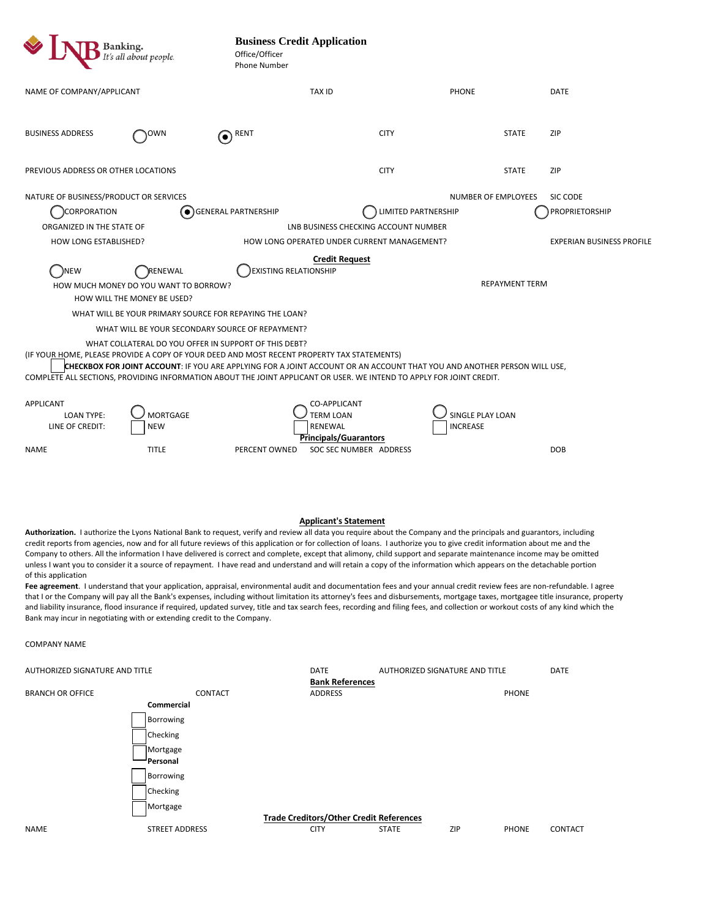LNB Banking. *It's all about people.*

# Business Credit Application

Office/Officer
Phone Number

NAME OF COMPANY/APPLICANT | TAX ID | PHONE | DATE

BUSINESS ADDRESS ( ) OWN (●) RENT | CITY | STATE | ZIP

PREVIOUS ADDRESS OR OTHER LOCATIONS | CITY | STATE | ZIP

NATURE OF BUSINESS/PRODUCT OR SERVICES | NUMBER OF EMPLOYEES | SIC CODE

( ) CORPORATION (●) GENERAL PARTNERSHIP ( ) LIMITED PARTNERSHIP ( ) PROPRIETORSHIP

ORGANIZED IN THE STATE OF | LNB BUSINESS CHECKING ACCOUNT NUMBER

HOW LONG ESTABLISHED? | HOW LONG OPERATED UNDER CURRENT MANAGEMENT? | EXPERIAN BUSINESS PROFILE

## Credit Request

( ) NEW ( ) RENEWAL ( ) EXISTING RELATIONSHIP

HOW MUCH MONEY DO YOU WANT TO BORROW? | REPAYMENT TERM

HOW WILL THE MONEY BE USED?

WHAT WILL BE YOUR PRIMARY SOURCE FOR REPAYING THE LOAN?

WHAT WILL BE YOUR SECONDARY SOURCE OF REPAYMENT?

WHAT COLLATERAL DO YOU OFFER IN SUPPORT OF THIS DEBT?

(IF YOUR HOME, PLEASE PROVIDE A COPY OF YOUR DEED AND MOST RECENT PROPERTY TAX STATEMENTS)

☐ **CHECKBOX FOR JOINT ACCOUNT**: IF YOU ARE APPLYING FOR A JOINT ACCOUNT OR AN ACCOUNT THAT YOU AND ANOTHER PERSON WILL USE, COMPLETE ALL SECTIONS, PROVIDING INFORMATION ABOUT THE JOINT APPLICANT OR USER. WE INTEND TO APPLY FOR JOINT CREDIT.

APPLICANT ( ) CO-APPLICANT

LOAN TYPE: ( ) MORTGAGE ( ) TERM LOAN ( ) SINGLE PLAY LOAN

LINE OF CREDIT: ☐ NEW ☐ RENEWAL ☐ INCREASE

## Principals/Guarantors

| NAME | TITLE | PERCENT OWNED | SOC SEC NUMBER | ADDRESS | DOB |
|---|---|---|---|---|---|
| | | | | | |

## Applicant's Statement

**Authorization.** I authorize the Lyons National Bank to request, verify and review all data you require about the Company and the principals and guarantors, including credit reports from agencies, now and for all future reviews of this application or for collection of loans. I authorize you to give credit information about me and the Company to others. All the information I have delivered is correct and complete, except that alimony, child support and separate maintenance income may be omitted unless I want you to consider it a source of repayment. I have read and understand and will retain a copy of the information which appears on the detachable portion of this application

**Fee agreement**. I understand that your application, appraisal, environmental audit and documentation fees and your annual credit review fees are non-refundable. I agree that I or the Company will pay all the Bank's expenses, including without limitation its attorney's fees and disbursements, mortgage taxes, mortgagee title insurance, property and liability insurance, flood insurance if required, updated survey, title and tax search fees, recording and filing fees, and collection or workout costs of any kind which the Bank may incur in negotiating with or extending credit to the Company.

COMPANY NAME

AUTHORIZED SIGNATURE AND TITLE | DATE | AUTHORIZED SIGNATURE AND TITLE | DATE

## Bank References

| BRANCH OR OFFICE | CONTACT | ADDRESS | PHONE |
|---|---|---|---|
| | | | |

**Commercial**

- ☐ Borrowing
- ☐ Checking
- ☐ Mortgage

**Personal**

- ☐ Borrowing
- ☐ Checking
- ☐ Mortgage

## Trade Creditors/Other Credit References

| NAME | STREET ADDRESS | CITY | STATE | ZIP | PHONE | CONTACT |
|---|---|---|---|---|---|---|
| | | | | | | |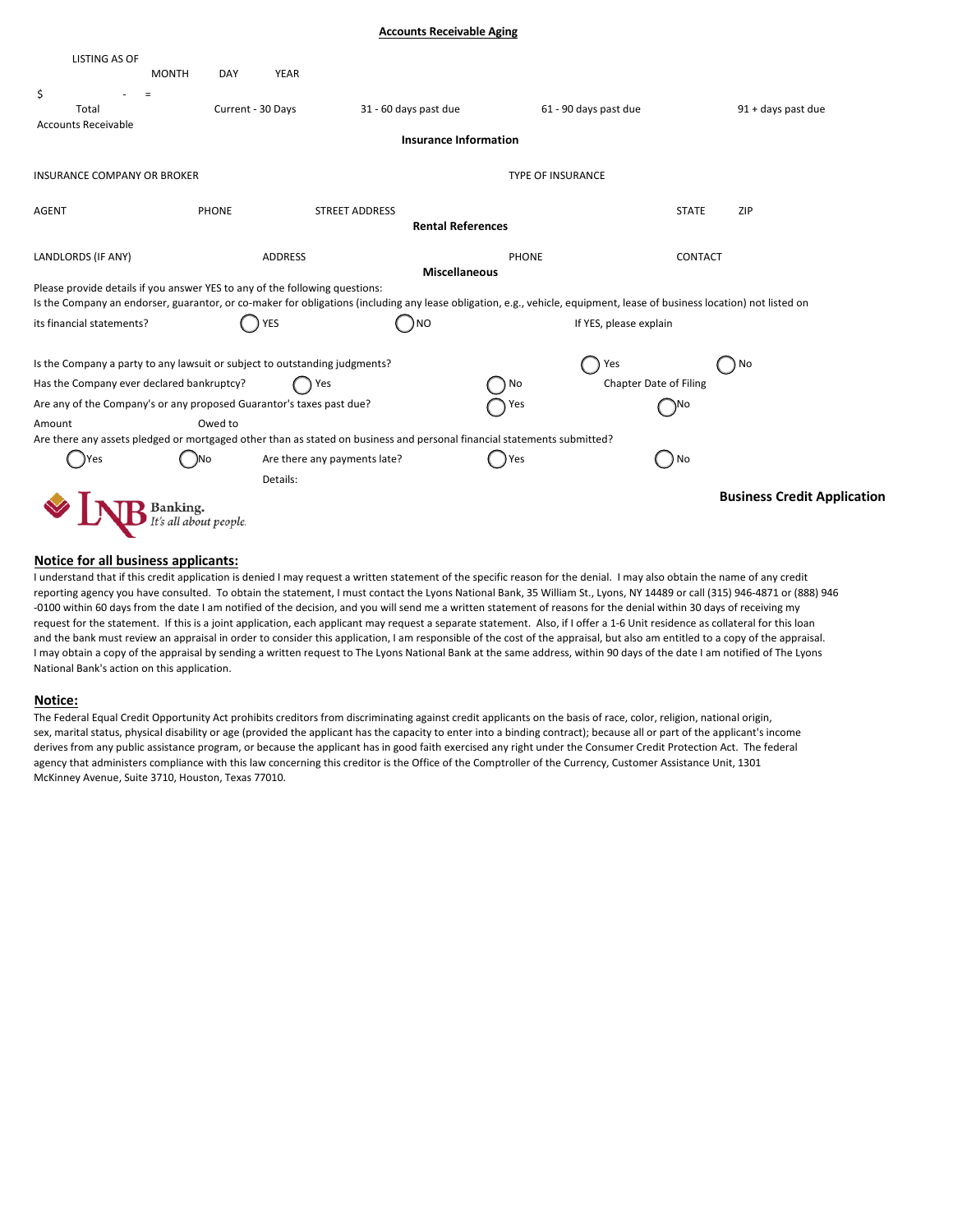## Accounts Receivable Aging

LISTING AS OF

| MONTH | DAY | YEAR |
|---|---|---|
| | | |

| $ - = | | | | |
|---|---|---|---|---|
| Total Accounts Receivable | Current - 30 Days | 31 - 60 days past due | 61 - 90 days past due | 91 + days past due |

## Insurance Information

| INSURANCE COMPANY OR BROKER | TYPE OF INSURANCE |
|---|---|
| | |

| AGENT | PHONE | STREET ADDRESS | STATE | ZIP |
|---|---|---|---|---|
| | | | | |

## Rental References

| LANDLORDS (IF ANY) | ADDRESS | PHONE | CONTACT |
|---|---|---|---|
| | | | |

## Miscellaneous

Please provide details if you answer YES to any of the following questions:

Is the Company an endorser, guarantor, or co-maker for obligations (including any lease obligation, e.g., vehicle, equipment, lease of business location) not listed on its financial statements? ◯ YES ◯ NO If YES, please explain

Is the Company a party to any lawsuit or subject to outstanding judgments? ◯ Yes ◯ No

Has the Company ever declared bankruptcy? ◯ Yes ◯ No Chapter Date of Filing

Are any of the Company's or any proposed Guarantor's taxes past due? ◯ Yes ◯ No

Amount Owed to

Are there any assets pledged or mortgaged other than as stated on business and personal financial statements submitted?

◯ Yes ◯ No Are there any payments late? ◯ Yes ◯ No

Details:

LNB Banking. *It's all about people.*

**Business Credit Application**

### Notice for all business applicants:

I understand that if this credit application is denied I may request a written statement of the specific reason for the denial. I may also obtain the name of any credit reporting agency you have consulted. To obtain the statement, I must contact the Lyons National Bank, 35 William St., Lyons, NY 14489 or call (315) 946-4871 or (888) 946-0100 within 60 days from the date I am notified of the decision, and you will send me a written statement of reasons for the denial within 30 days of receiving my request for the statement. If this is a joint application, each applicant may request a separate statement. Also, if I offer a 1-6 Unit residence as collateral for this loan and the bank must review an appraisal in order to consider this application, I am responsible of the cost of the appraisal, but also am entitled to a copy of the appraisal. I may obtain a copy of the appraisal by sending a written request to The Lyons National Bank at the same address, within 90 days of the date I am notified of The Lyons National Bank's action on this application.

### Notice:

The Federal Equal Credit Opportunity Act prohibits creditors from discriminating against credit applicants on the basis of race, color, religion, national origin, sex, marital status, physical disability or age (provided the applicant has the capacity to enter into a binding contract); because all or part of the applicant's income derives from any public assistance program, or because the applicant has in good faith exercised any right under the Consumer Credit Protection Act. The federal agency that administers compliance with this law concerning this creditor is the Office of the Comptroller of the Currency, Customer Assistance Unit, 1301 McKinney Avenue, Suite 3710, Houston, Texas 77010.